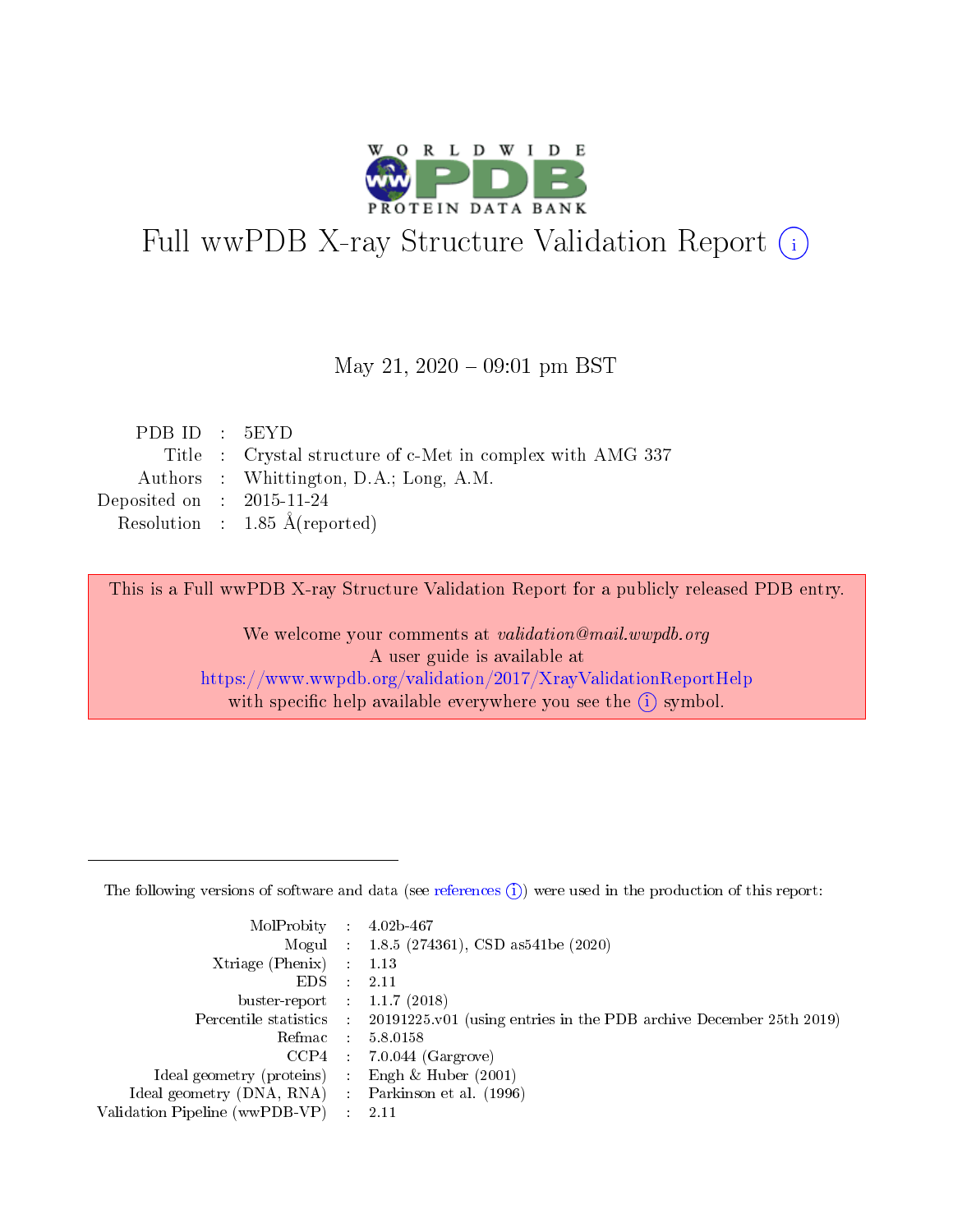# Full wwPDB X-ray Structure Validation Report (i)

May 21, 2020 – 09:01 pm BST

| | | |
|---|---|---|
| PDB ID | : | 5EYD |
| Title | : | Crystal structure of c-Met in complex with AMG 337 |
| Authors | : | Whittington, D.A.; Long, A.M. |
| Deposited on | : | 2015-11-24 |
| Resolution | : | 1.85 Å(reported) |

This is a Full wwPDB X-ray Structure Validation Report for a publicly released PDB entry.

We welcome your comments at *validation@mail.wwpdb.org*
A user guide is available at
https://www.wwpdb.org/validation/2017/XrayValidationReportHelp
with specific help available everywhere you see the (i) symbol.

---

The following versions of software and data (see references (i)) were used in the production of this report:

| | | |
|---|---|---|
| MolProbity | : | 4.02b-467 |
| Mogul | : | 1.8.5 (274361), CSD as541be (2020) |
| Xtriage (Phenix) | : | 1.13 |
| EDS | : | 2.11 |
| buster-report | : | 1.1.7 (2018) |
| Percentile statistics | : | 20191225.v01 (using entries in the PDB archive December 25th 2019) |
| Refmac | : | 5.8.0158 |
| CCP4 | : | 7.0.044 (Gargrove) |
| Ideal geometry (proteins) | : | Engh & Huber (2001) |
| Ideal geometry (DNA, RNA) | : | Parkinson et al. (1996) |
| Validation Pipeline (wwPDB-VP) | : | 2.11 |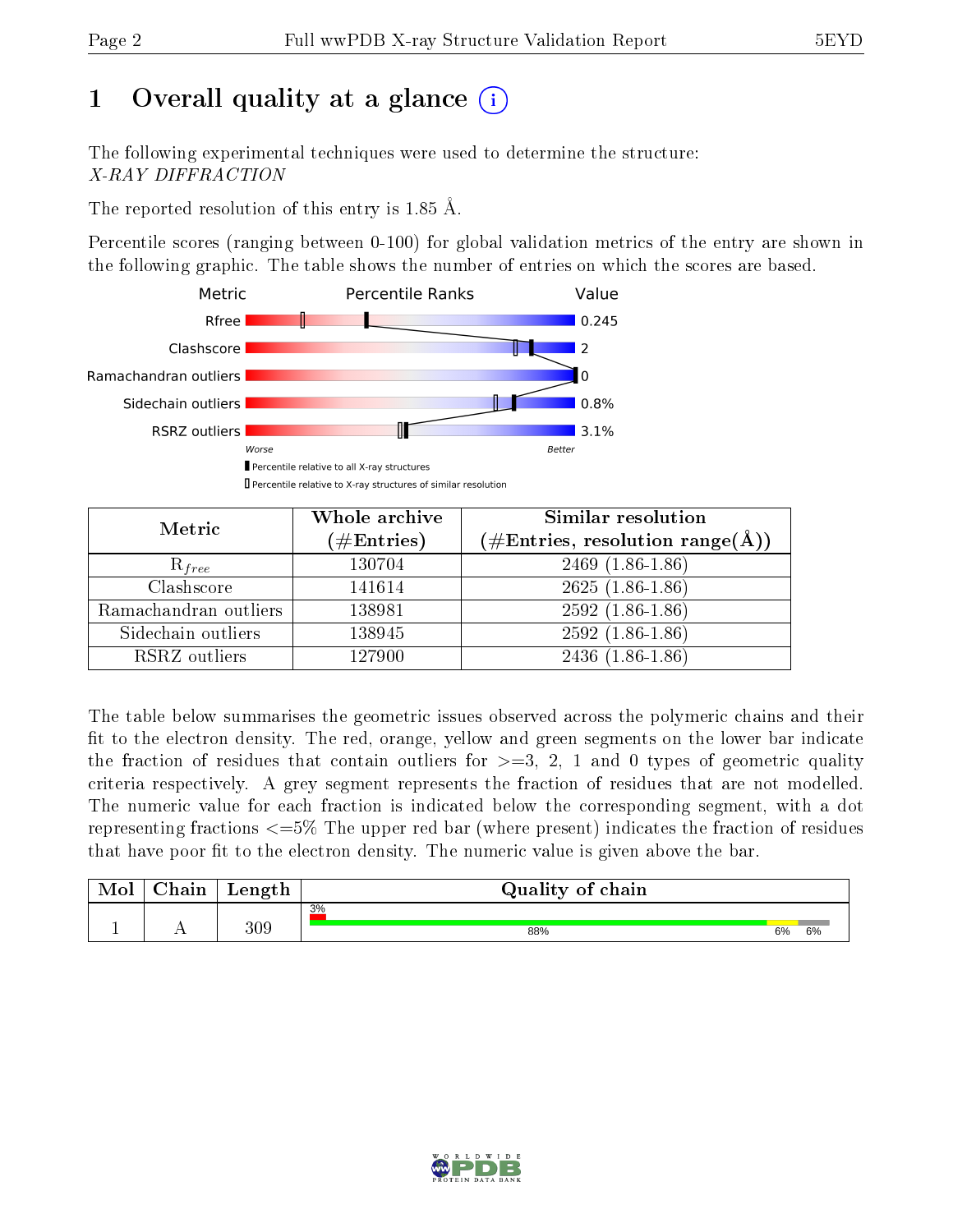# 1 Overall quality at a glance (i)

The following experimental techniques were used to determine the structure:
*X-RAY DIFFRACTION*

The reported resolution of this entry is 1.85 Å.

Percentile scores (ranging between 0-100) for global validation metrics of the entry are shown in the following graphic. The table shows the number of entries on which the scores are based.

| Metric | Value |
|---|---|
| Rfree | 0.245 |
| Clashscore | 2 |
| Ramachandran outliers | 0 |
| Sidechain outliers | 0.8% |
| RSRZ outliers | 3.1% |

Worse — Better

Percentile relative to all X-ray structures
Percentile relative to X-ray structures of similar resolution

| Metric | Whole archive (#Entries) | Similar resolution (#Entries, resolution range(Å)) |
|---|---|---|
| $R_{free}$ | 130704 | 2469 (1.86-1.86) |
| Clashscore | 141614 | 2625 (1.86-1.86) |
| Ramachandran outliers | 138981 | 2592 (1.86-1.86) |
| Sidechain outliers | 138945 | 2592 (1.86-1.86) |
| RSRZ outliers | 127900 | 2436 (1.86-1.86) |

The table below summarises the geometric issues observed across the polymeric chains and their fit to the electron density. The red, orange, yellow and green segments on the lower bar indicate the fraction of residues that contain outliers for >=3, 2, 1 and 0 types of geometric quality criteria respectively. A grey segment represents the fraction of residues that are not modelled. The numeric value for each fraction is indicated below the corresponding segment, with a dot representing fractions <=5% The upper red bar (where present) indicates the fraction of residues that have poor fit to the electron density. The numeric value is given above the bar.

| Mol | Chain | Length | Quality of chain |
|---|---|---|---|
| 1 | A | 309 | 3% (poor fit); 88% green, 6% yellow, 6% grey |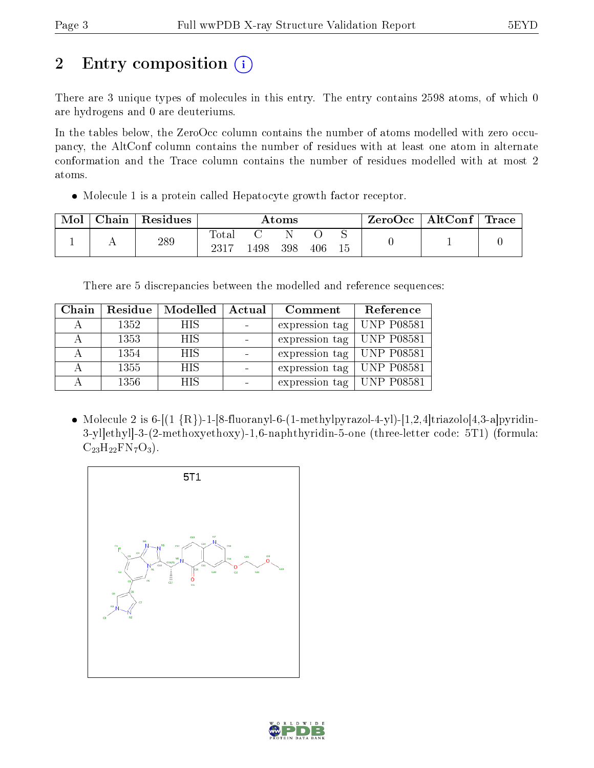# 2 Entry composition

There are 3 unique types of molecules in this entry. The entry contains 2598 atoms, of which 0 are hydrogens and 0 are deuteriums.

In the tables below, the ZeroOcc column contains the number of atoms modelled with zero occupancy, the AltConf column contains the number of residues with at least one atom in alternate conformation and the Trace column contains the number of residues modelled with at most 2 atoms.

- Molecule 1 is a protein called Hepatocyte growth factor receptor.

| Mol | Chain | Residues | Atoms | | | | | ZeroOcc | AltConf | Trace |
|---|---|---|---|---|---|---|---|---|---|---|
| 1 | A | 289 | Total 2317 | C 1498 | N 398 | O 406 | S 15 | 0 | 1 | 0 |

There are 5 discrepancies between the modelled and reference sequences:

| Chain | Residue | Modelled | Actual | Comment | Reference |
|---|---|---|---|---|---|
| A | 1352 | HIS | - | expression tag | UNP P08581 |
| A | 1353 | HIS | - | expression tag | UNP P08581 |
| A | 1354 | HIS | - | expression tag | UNP P08581 |
| A | 1355 | HIS | - | expression tag | UNP P08581 |
| A | 1356 | HIS | - | expression tag | UNP P08581 |

- Molecule 2 is 6-[(1 {R})-1-[8-fluoranyl-6-(1-methylpyrazol-4-yl)-[1,2,4]triazolo[4,3-a]pyridin-3-yl]ethyl]-3-(2-methoxyethoxy)-1,6-naphthyridin-5-one (three-letter code: 5T1) (formula: $C_{23}H_{22}FN_7O_3$).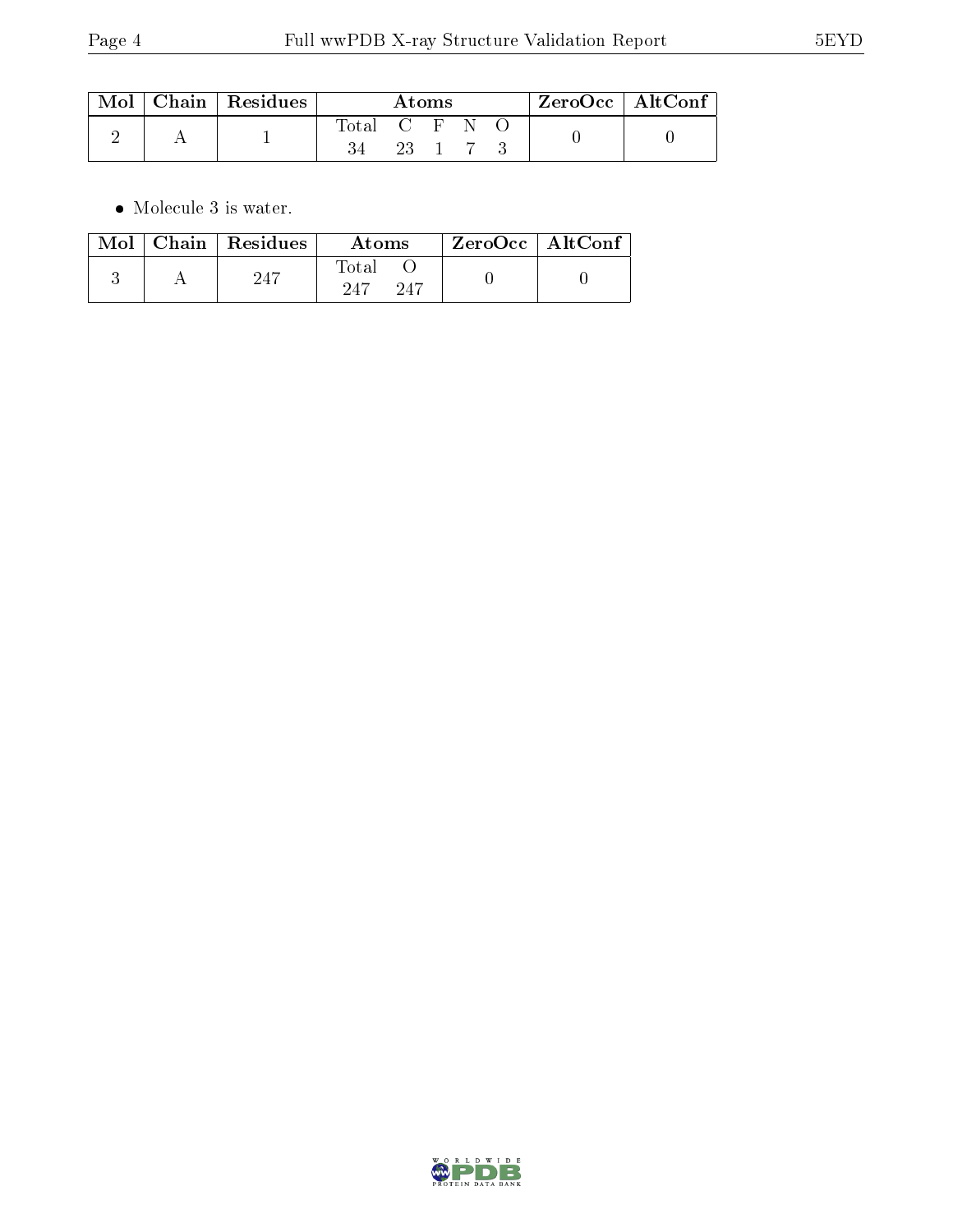| Mol | Chain | Residues | Atoms | | | | | ZeroOcc | AltConf |
|---|---|---|---|---|---|---|---|---|---|
| 2 | A | 1 | Total | C | F | N | O | 0 | 0 |
| | | | 34 | 23 | 1 | 7 | 3 | | |

- Molecule 3 is water.

| Mol | Chain | Residues | Atoms | | ZeroOcc | AltConf |
|---|---|---|---|---|---|---|
| 3 | A | 247 | Total | O | 0 | 0 |
| | | | 247 | 247 | | |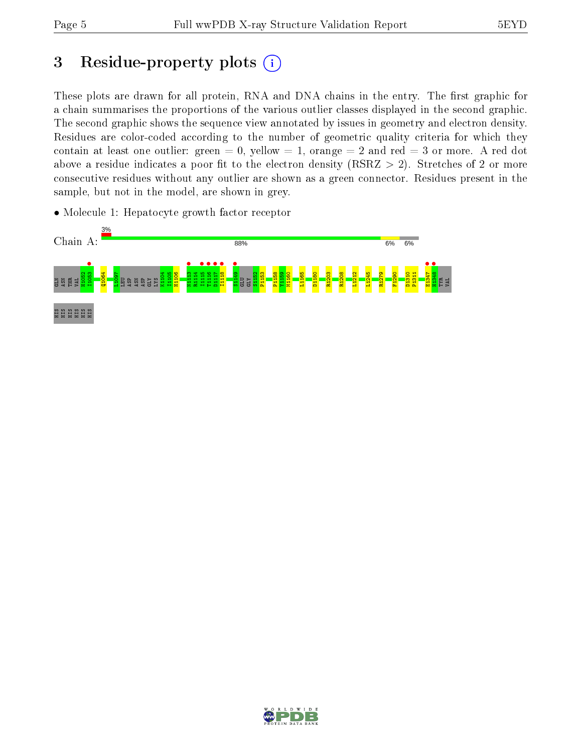# 3 Residue-property plots

These plots are drawn for all protein, RNA and DNA chains in the entry. The first graphic for a chain summarises the proportions of the various outlier classes displayed in the second graphic. The second graphic shows the sequence view annotated by issues in geometry and electron density. Residues are color-coded according to the number of geometric quality criteria for which they contain at least one outlier: green = 0, yellow = 1, orange = 2 and red = 3 or more. A red dot above a residue indicates a poor fit to the electron density (RSRZ > 2). Stretches of 2 or more consecutive residues without any outlier are shown as a green connector. Residues present in the sample, but not in the model, are shown in grey.

- Molecule 1: Hepatocyte growth factor receptor

Chain A: 3% | 88% | 6% | 6%

GLN ASN THR VAL H1052 I1053 Q1064 L1097 LEU ASP ASN ASP GLY LYS K1104 I1105 H1106 N1113 R1114 I1115 T1116 D1117 I1118 S1149 GLU GLY S1152 P1153 P1158 Y1159 M1160 L1165 D1180 R1203 R1208 L1212 L1245 R1279 F1290 D1310 P1311 E1347 H1348 TYR VAL HIS HIS HIS HIS HIS HIS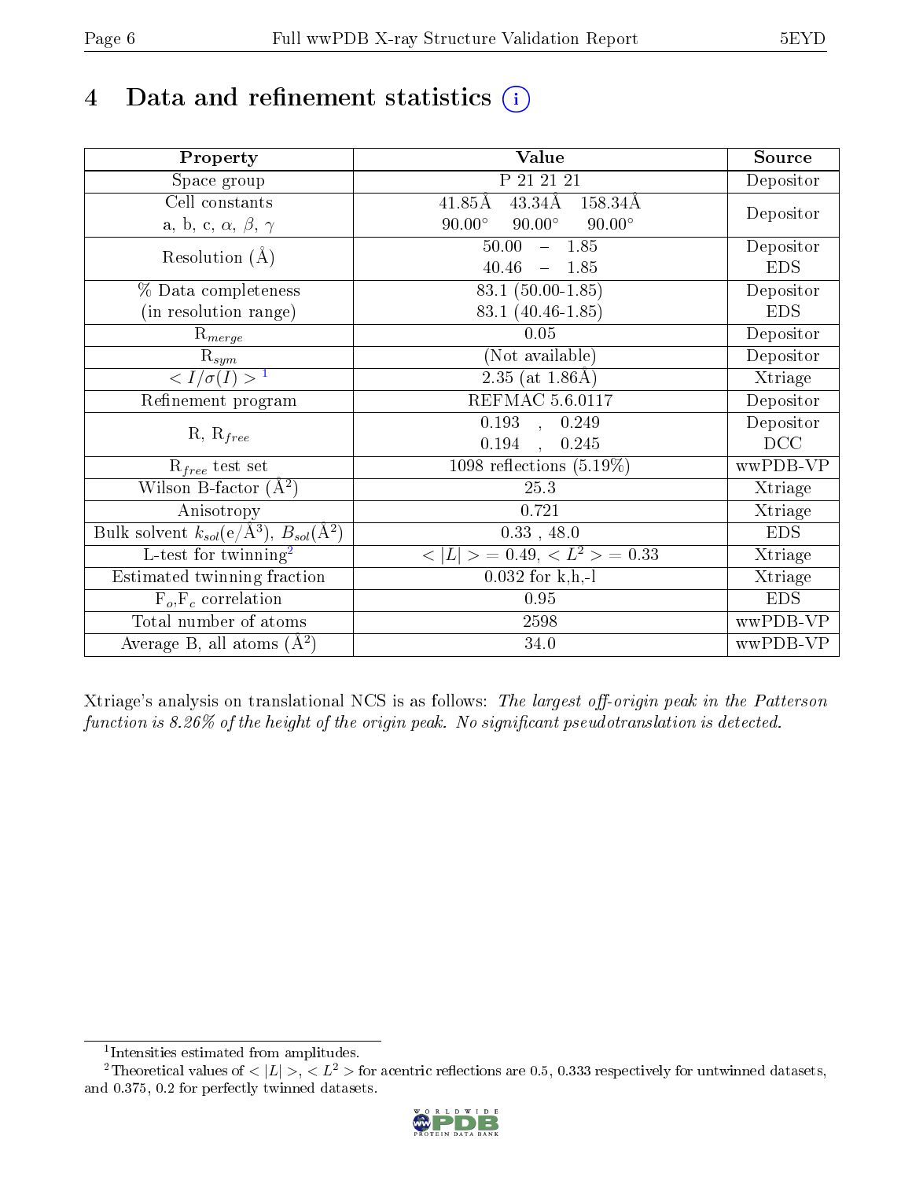# 4 Data and refinement statistics

| Property | Value | Source |
|---|---|---|
| Space group | P 21 21 21 | Depositor |
| Cell constants<br>a, b, c, $\alpha$, $\beta$, $\gamma$ | 41.85Å 43.34Å 158.34Å<br>90.00° 90.00° 90.00° | Depositor |
| Resolution (Å) | 50.00 – 1.85 | Depositor |
| | 40.46 – 1.85 | EDS |
| % Data completeness<br>(in resolution range) | 83.1 (50.00-1.85) | Depositor |
| | 83.1 (40.46-1.85) | EDS |
| $R_{merge}$ | 0.05 | Depositor |
| $R_{sym}$ | (Not available) | Depositor |
| $< I/\sigma(I) >$[1] | 2.35 (at 1.86Å) | Xtriage |
| Refinement program | REFMAC 5.6.0117 | Depositor |
| R, $R_{free}$ | 0.193 , 0.249 | Depositor |
| | 0.194 , 0.245 | DCC |
| $R_{free}$ test set | 1098 reflections (5.19%) | wwPDB-VP |
| Wilson B-factor (Å$^2$) | 25.3 | Xtriage |
| Anisotropy | 0.721 | Xtriage |
| Bulk solvent $k_{sol}$(e/Å$^3$), $B_{sol}$(Å$^2$) | 0.33 , 48.0 | EDS |
| L-test for twinning[2] | $< \|L\| > = 0.49$, $< L^2 > = 0.33$ | Xtriage |
| Estimated twinning fraction | 0.032 for k,h,-l | Xtriage |
| $F_o$,$F_c$ correlation | 0.95 | EDS |
| Total number of atoms | 2598 | wwPDB-VP |
| Average B, all atoms (Å$^2$) | 34.0 | wwPDB-VP |

Xtriage's analysis on translational NCS is as follows: *The largest off-origin peak in the Patterson function is 8.26% of the height of the origin peak. No significant pseudotranslation is detected.*

[1] Intensities estimated from amplitudes.

[2] Theoretical values of $< |L| >$, $< L^2 >$ for acentric reflections are 0.5, 0.333 respectively for untwinned datasets, and 0.375, 0.2 for perfectly twinned datasets.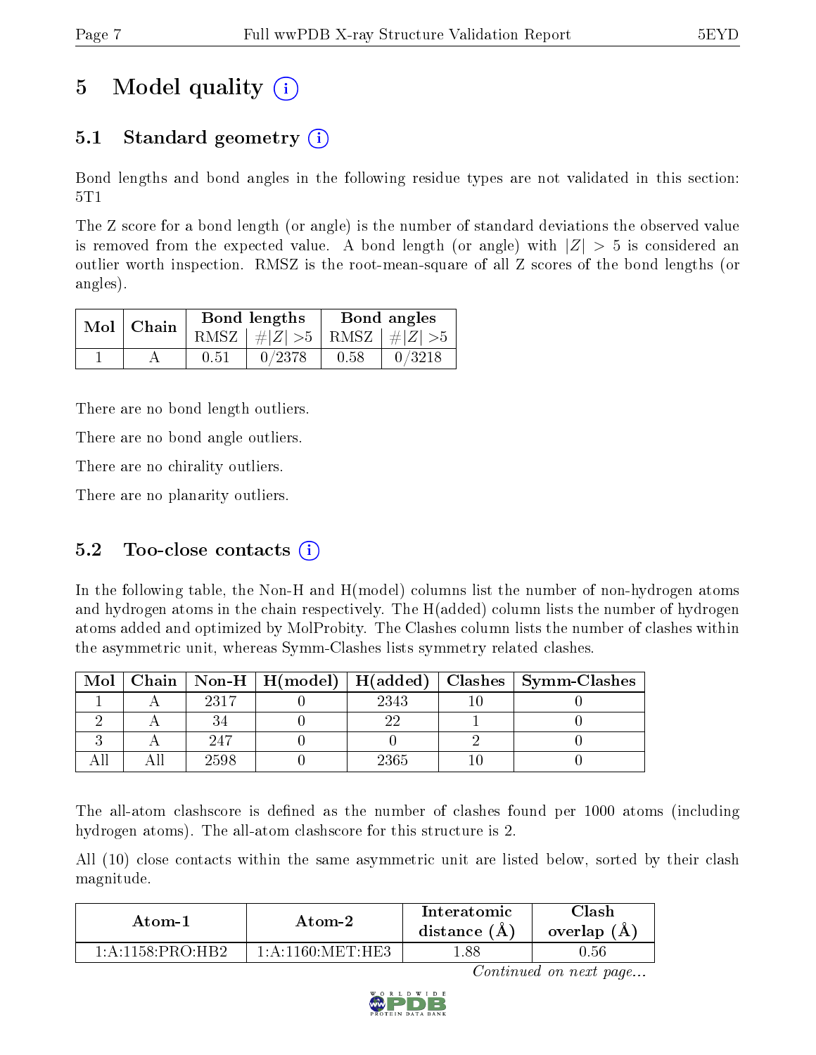# 5 Model quality

## 5.1 Standard geometry

Bond lengths and bond angles in the following residue types are not validated in this section: 5T1

The Z score for a bond length (or angle) is the number of standard deviations the observed value is removed from the expected value. A bond length (or angle) with $|Z| > 5$ is considered an outlier worth inspection. RMSZ is the root-mean-square of all Z scores of the bond lengths (or angles).

| Mol | Chain | Bond lengths | | Bond angles | |
|---|---|---|---|---|---|
| | | RMSZ | #$\|Z\|$ >5 | RMSZ | #$\|Z\|$ >5 |
| 1 | A | 0.51 | 0/2378 | 0.58 | 0/3218 |

There are no bond length outliers.

There are no bond angle outliers.

There are no chirality outliers.

There are no planarity outliers.

## 5.2 Too-close contacts

In the following table, the Non-H and H(model) columns list the number of non-hydrogen atoms and hydrogen atoms in the chain respectively. The H(added) column lists the number of hydrogen atoms added and optimized by MolProbity. The Clashes column lists the number of clashes within the asymmetric unit, whereas Symm-Clashes lists symmetry related clashes.

| Mol | Chain | Non-H | H(model) | H(added) | Clashes | Symm-Clashes |
|---|---|---|---|---|---|---|
| 1 | A | 2317 | 0 | 2343 | 10 | 0 |
| 2 | A | 34 | 0 | 22 | 1 | 0 |
| 3 | A | 247 | 0 | 0 | 2 | 0 |
| All | All | 2598 | 0 | 2365 | 10 | 0 |

The all-atom clashscore is defined as the number of clashes found per 1000 atoms (including hydrogen atoms). The all-atom clashscore for this structure is 2.

All (10) close contacts within the same asymmetric unit are listed below, sorted by their clash magnitude.

| Atom-1 | Atom-2 | Interatomic distance (Å) | Clash overlap (Å) |
|---|---|---|---|
| 1:A:1158:PRO:HB2 | 1:A:1160:MET:HE3 | 1.88 | 0.56 |

Continued on next page...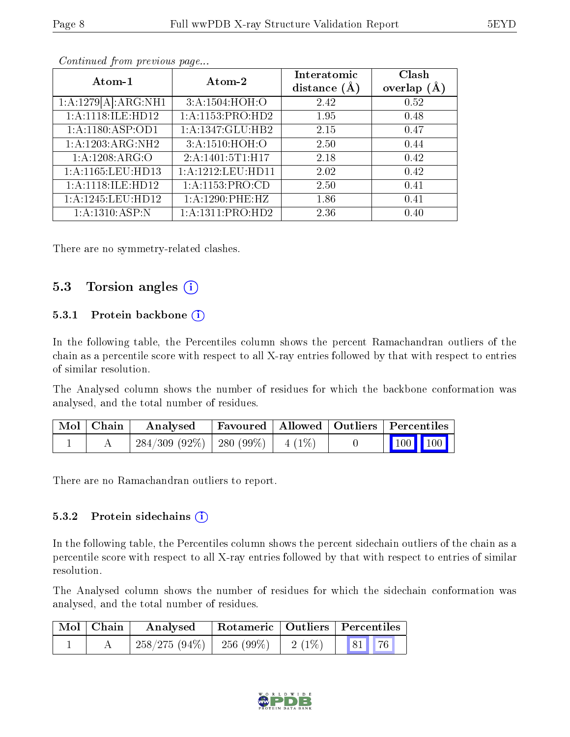*Continued from previous page...*

| Atom-1 | Atom-2 | Interatomic distance (Å) | Clash overlap (Å) |
|---|---|---|---|
| 1:A:1279[A]:ARG:NH1 | 3:A:1504:HOH:O | 2.42 | 0.52 |
| 1:A:1118:ILE:HD12 | 1:A:1153:PRO:HD2 | 1.95 | 0.48 |
| 1:A:1180:ASP:OD1 | 1:A:1347:GLU:HB2 | 2.15 | 0.47 |
| 1:A:1203:ARG:NH2 | 3:A:1510:HOH:O | 2.50 | 0.44 |
| 1:A:1208:ARG:O | 2:A:1401:5T1:H17 | 2.18 | 0.42 |
| 1:A:1165:LEU:HD13 | 1:A:1212:LEU:HD11 | 2.02 | 0.42 |
| 1:A:1118:ILE:HD12 | 1:A:1153:PRO:CD | 2.50 | 0.41 |
| 1:A:1245:LEU:HD12 | 1:A:1290:PHE:HZ | 1.86 | 0.41 |
| 1:A:1310:ASP:N | 1:A:1311:PRO:HD2 | 2.36 | 0.40 |

There are no symmetry-related clashes.

## 5.3 Torsion angles

### 5.3.1 Protein backbone

In the following table, the Percentiles column shows the percent Ramachandran outliers of the chain as a percentile score with respect to all X-ray entries followed by that with respect to entries of similar resolution.

The Analysed column shows the number of residues for which the backbone conformation was analysed, and the total number of residues.

| Mol | Chain | Analysed | Favoured | Allowed | Outliers | Percentiles |
|---|---|---|---|---|---|---|
| 1 | A | 284/309 (92%) | 280 (99%) | 4 (1%) | 0 | 100 100 |

There are no Ramachandran outliers to report.

### 5.3.2 Protein sidechains

In the following table, the Percentiles column shows the percent sidechain outliers of the chain as a percentile score with respect to all X-ray entries followed by that with respect to entries of similar resolution.

The Analysed column shows the number of residues for which the sidechain conformation was analysed, and the total number of residues.

| Mol | Chain | Analysed | Rotameric | Outliers | Percentiles |
|---|---|---|---|---|---|
| 1 | A | 258/275 (94%) | 256 (99%) | 2 (1%) | 81 76 |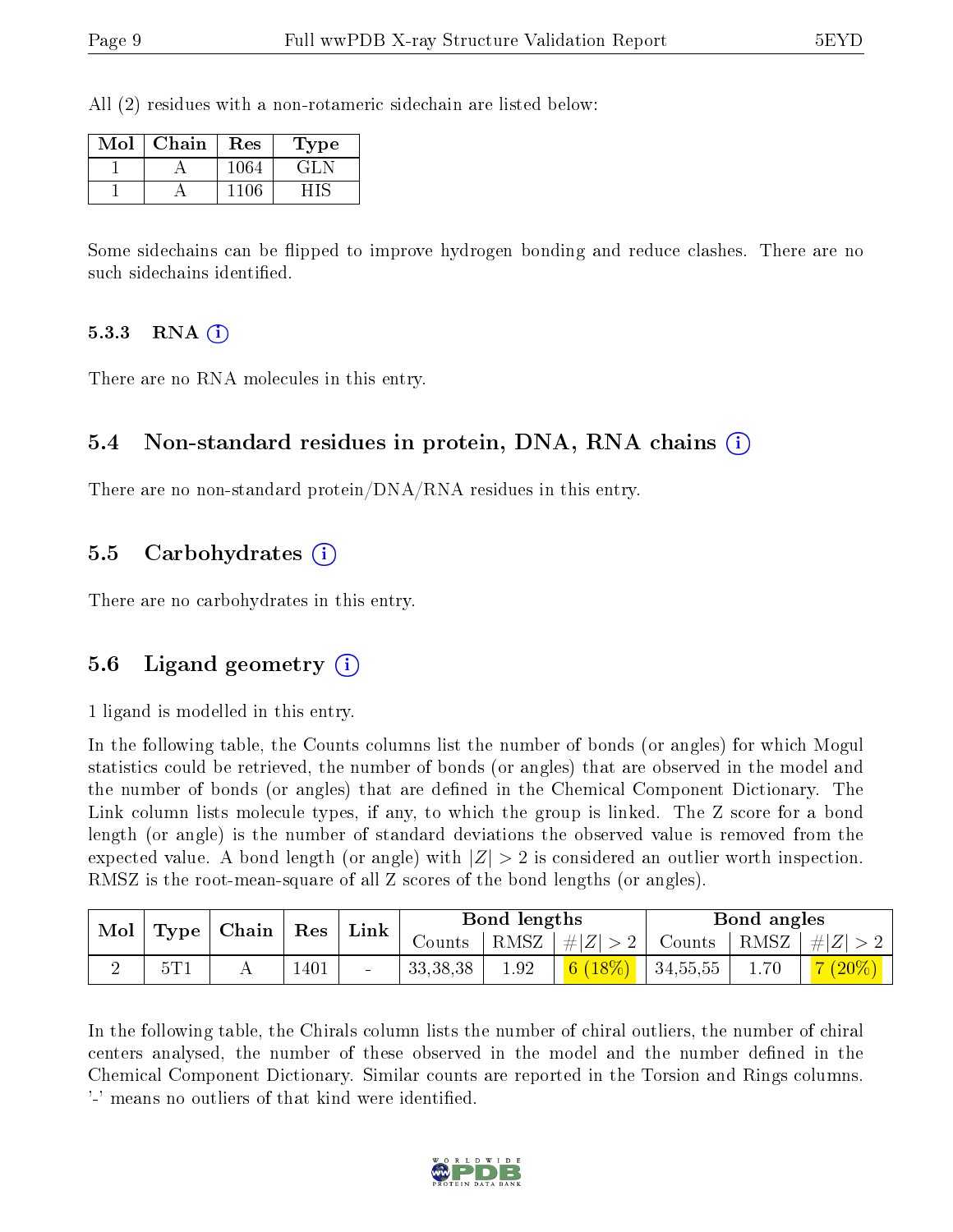All (2) residues with a non-rotameric sidechain are listed below:

| Mol | Chain | Res | Type |
|---|---|---|---|
| 1 | A | 1064 | GLN |
| 1 | A | 1106 | HIS |

Some sidechains can be flipped to improve hydrogen bonding and reduce clashes. There are no such sidechains identified.

#### 5.3.3 RNA

There are no RNA molecules in this entry.

### 5.4 Non-standard residues in protein, DNA, RNA chains

There are no non-standard protein/DNA/RNA residues in this entry.

### 5.5 Carbohydrates

There are no carbohydrates in this entry.

### 5.6 Ligand geometry

1 ligand is modelled in this entry.

In the following table, the Counts columns list the number of bonds (or angles) for which Mogul statistics could be retrieved, the number of bonds (or angles) that are observed in the model and the number of bonds (or angles) that are defined in the Chemical Component Dictionary. The Link column lists molecule types, if any, to which the group is linked. The Z score for a bond length (or angle) is the number of standard deviations the observed value is removed from the expected value. A bond length (or angle) with $|Z| > 2$ is considered an outlier worth inspection. RMSZ is the root-mean-square of all Z scores of the bond lengths (or angles).

| Mol | Type | Chain | Res | Link | Bond lengths | | | Bond angles | | |
|---|---|---|---|---|---|---|---|---|---|---|
| | | | | | Counts | RMSZ | $\#\|Z\| > 2$ | Counts | RMSZ | $\#\|Z\| > 2$ |
| 2 | 5T1 | A | 1401 | - | 33,38,38 | 1.92 | 6 (18%) | 34,55,55 | 1.70 | 7 (20%) |

In the following table, the Chirals column lists the number of chiral outliers, the number of chiral centers analysed, the number of these observed in the model and the number defined in the Chemical Component Dictionary. Similar counts are reported in the Torsion and Rings columns. '-' means no outliers of that kind were identified.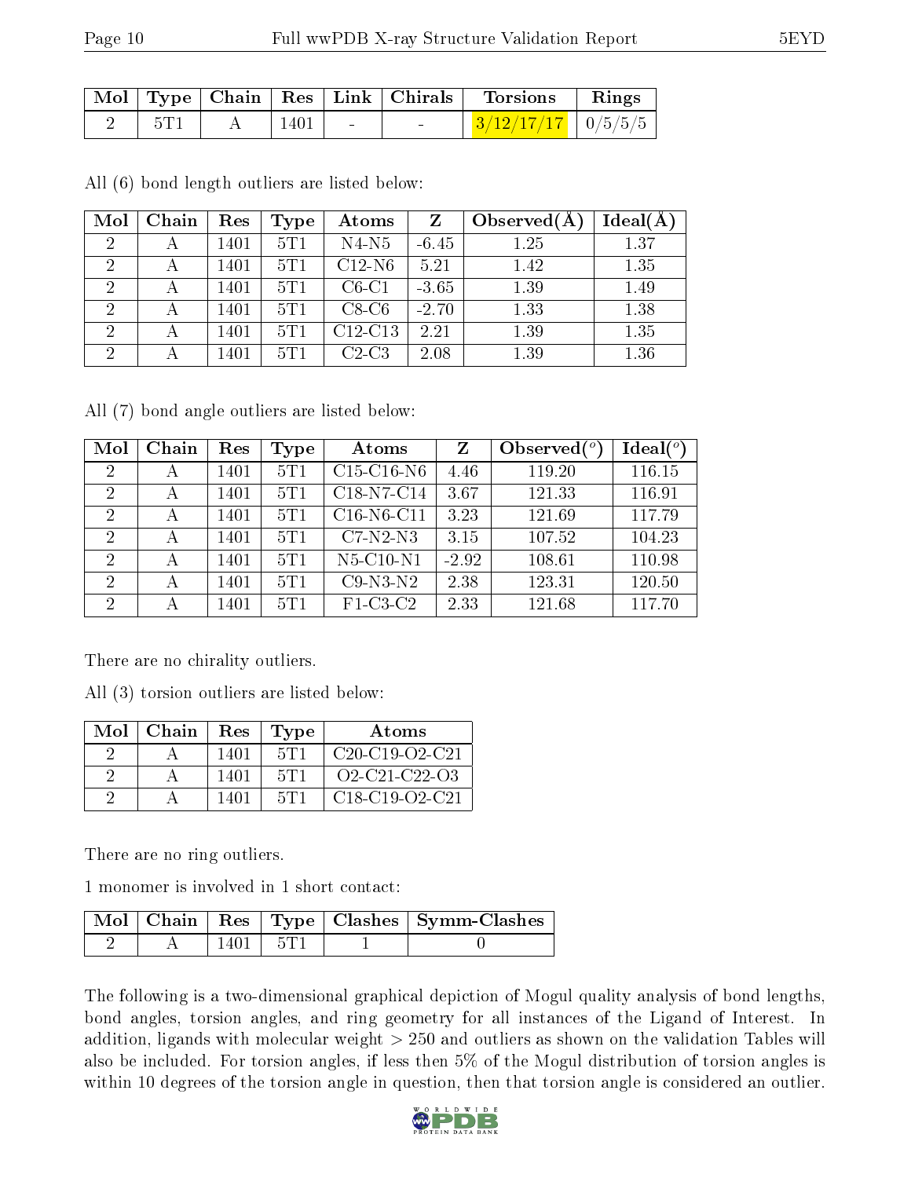| Mol | Type | Chain | Res | Link | Chirals | Torsions | Rings |
|---|---|---|---|---|---|---|---|
| 2 | 5T1 | A | 1401 | - | - | 3/12/17/17 | 0/5/5/5 |

All (6) bond length outliers are listed below:

| Mol | Chain | Res | Type | Atoms | Z | Observed(Å) | Ideal(Å) |
|---|---|---|---|---|---|---|---|
| 2 | A | 1401 | 5T1 | N4-N5 | -6.45 | 1.25 | 1.37 |
| 2 | A | 1401 | 5T1 | C12-N6 | 5.21 | 1.42 | 1.35 |
| 2 | A | 1401 | 5T1 | C6-C1 | -3.65 | 1.39 | 1.49 |
| 2 | A | 1401 | 5T1 | C8-C6 | -2.70 | 1.33 | 1.38 |
| 2 | A | 1401 | 5T1 | C12-C13 | 2.21 | 1.39 | 1.35 |
| 2 | A | 1401 | 5T1 | C2-C3 | 2.08 | 1.39 | 1.36 |

All (7) bond angle outliers are listed below:

| Mol | Chain | Res | Type | Atoms | Z | Observed(°) | Ideal(°) |
|---|---|---|---|---|---|---|---|
| 2 | A | 1401 | 5T1 | C15-C16-N6 | 4.46 | 119.20 | 116.15 |
| 2 | A | 1401 | 5T1 | C18-N7-C14 | 3.67 | 121.33 | 116.91 |
| 2 | A | 1401 | 5T1 | C16-N6-C11 | 3.23 | 121.69 | 117.79 |
| 2 | A | 1401 | 5T1 | C7-N2-N3 | 3.15 | 107.52 | 104.23 |
| 2 | A | 1401 | 5T1 | N5-C10-N1 | -2.92 | 108.61 | 110.98 |
| 2 | A | 1401 | 5T1 | C9-N3-N2 | 2.38 | 123.31 | 120.50 |
| 2 | A | 1401 | 5T1 | F1-C3-C2 | 2.33 | 121.68 | 117.70 |

There are no chirality outliers.

All (3) torsion outliers are listed below:

| Mol | Chain | Res | Type | Atoms |
|---|---|---|---|---|
| 2 | A | 1401 | 5T1 | C20-C19-O2-C21 |
| 2 | A | 1401 | 5T1 | O2-C21-C22-O3 |
| 2 | A | 1401 | 5T1 | C18-C19-O2-C21 |

There are no ring outliers.

1 monomer is involved in 1 short contact:

| Mol | Chain | Res | Type | Clashes | Symm-Clashes |
|---|---|---|---|---|---|
| 2 | A | 1401 | 5T1 | 1 | 0 |

The following is a two-dimensional graphical depiction of Mogul quality analysis of bond lengths, bond angles, torsion angles, and ring geometry for all instances of the Ligand of Interest. In addition, ligands with molecular weight > 250 and outliers as shown on the validation Tables will also be included. For torsion angles, if less then 5% of the Mogul distribution of torsion angles is within 10 degrees of the torsion angle in question, then that torsion angle is considered an outlier.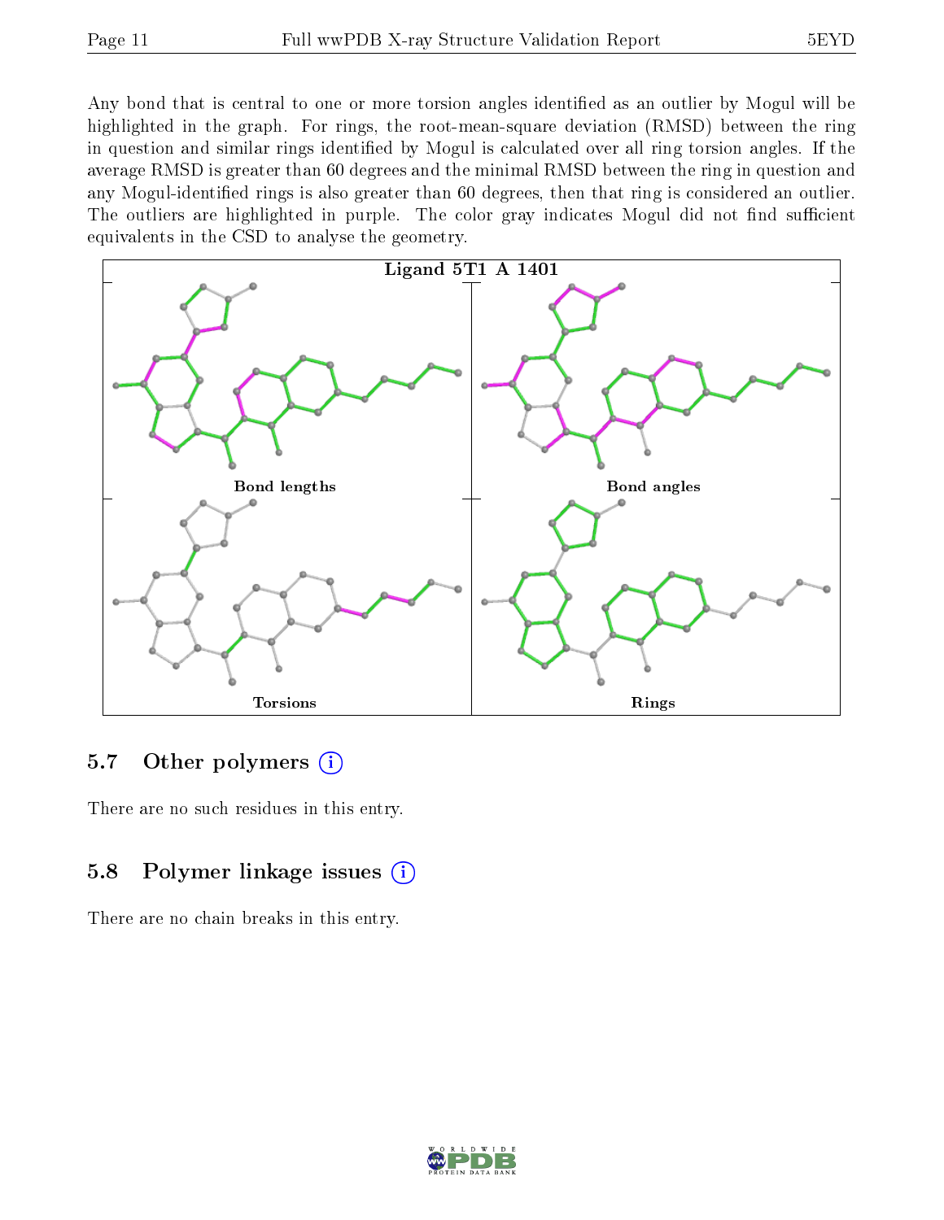Any bond that is central to one or more torsion angles identified as an outlier by Mogul will be highlighted in the graph. For rings, the root-mean-square deviation (RMSD) between the ring in question and similar rings identified by Mogul is calculated over all ring torsion angles. If the average RMSD is greater than 60 degrees and the minimal RMSD between the ring in question and any Mogul-identified rings is also greater than 60 degrees, then that ring is considered an outlier. The outliers are highlighted in purple. The color gray indicates Mogul did not find sufficient equivalents in the CSD to analyse the geometry.

Ligand 5T1 A 1401

Bond lengths

Bond angles

Torsions

Rings

## 5.7 Other polymers

There are no such residues in this entry.

## 5.8 Polymer linkage issues

There are no chain breaks in this entry.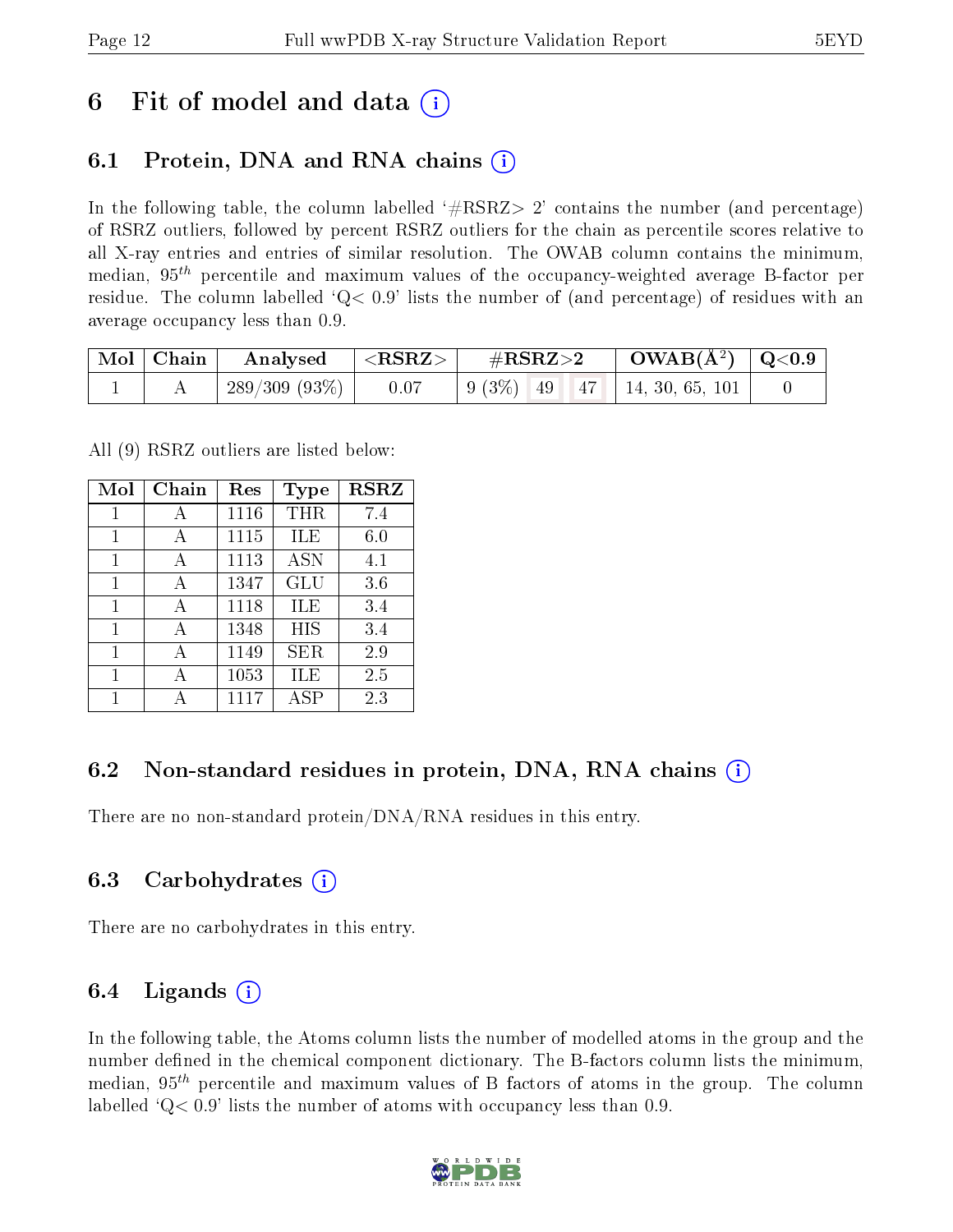# 6 Fit of model and data

## 6.1 Protein, DNA and RNA chains

In the following table, the column labelled '#RSRZ> 2' contains the number (and percentage) of RSRZ outliers, followed by percent RSRZ outliers for the chain as percentile scores relative to all X-ray entries and entries of similar resolution. The OWAB column contains the minimum, median, $95^{th}$ percentile and maximum values of the occupancy-weighted average B-factor per residue. The column labelled 'Q< 0.9' lists the number of (and percentage) of residues with an average occupancy less than 0.9.

| Mol | Chain | Analysed | <RSRZ> | #RSRZ>2 | | | OWAB($Å^2$) | Q<0.9 |
|---|---|---|---|---|---|---|---|---|
| 1 | A | 289/309 (93%) | 0.07 | 9 (3%) | 49 | 47 | 14, 30, 65, 101 | 0 |

All (9) RSRZ outliers are listed below:

| Mol | Chain | Res | Type | RSRZ |
|---|---|---|---|---|
| 1 | A | 1116 | THR | 7.4 |
| 1 | A | 1115 | ILE | 6.0 |
| 1 | A | 1113 | ASN | 4.1 |
| 1 | A | 1347 | GLU | 3.6 |
| 1 | A | 1118 | ILE | 3.4 |
| 1 | A | 1348 | HIS | 3.4 |
| 1 | A | 1149 | SER | 2.9 |
| 1 | A | 1053 | ILE | 2.5 |
| 1 | A | 1117 | ASP | 2.3 |

## 6.2 Non-standard residues in protein, DNA, RNA chains

There are no non-standard protein/DNA/RNA residues in this entry.

## 6.3 Carbohydrates

There are no carbohydrates in this entry.

## 6.4 Ligands

In the following table, the Atoms column lists the number of modelled atoms in the group and the number defined in the chemical component dictionary. The B-factors column lists the minimum, median, $95^{th}$ percentile and maximum values of B factors of atoms in the group. The column labelled 'Q< 0.9' lists the number of atoms with occupancy less than 0.9.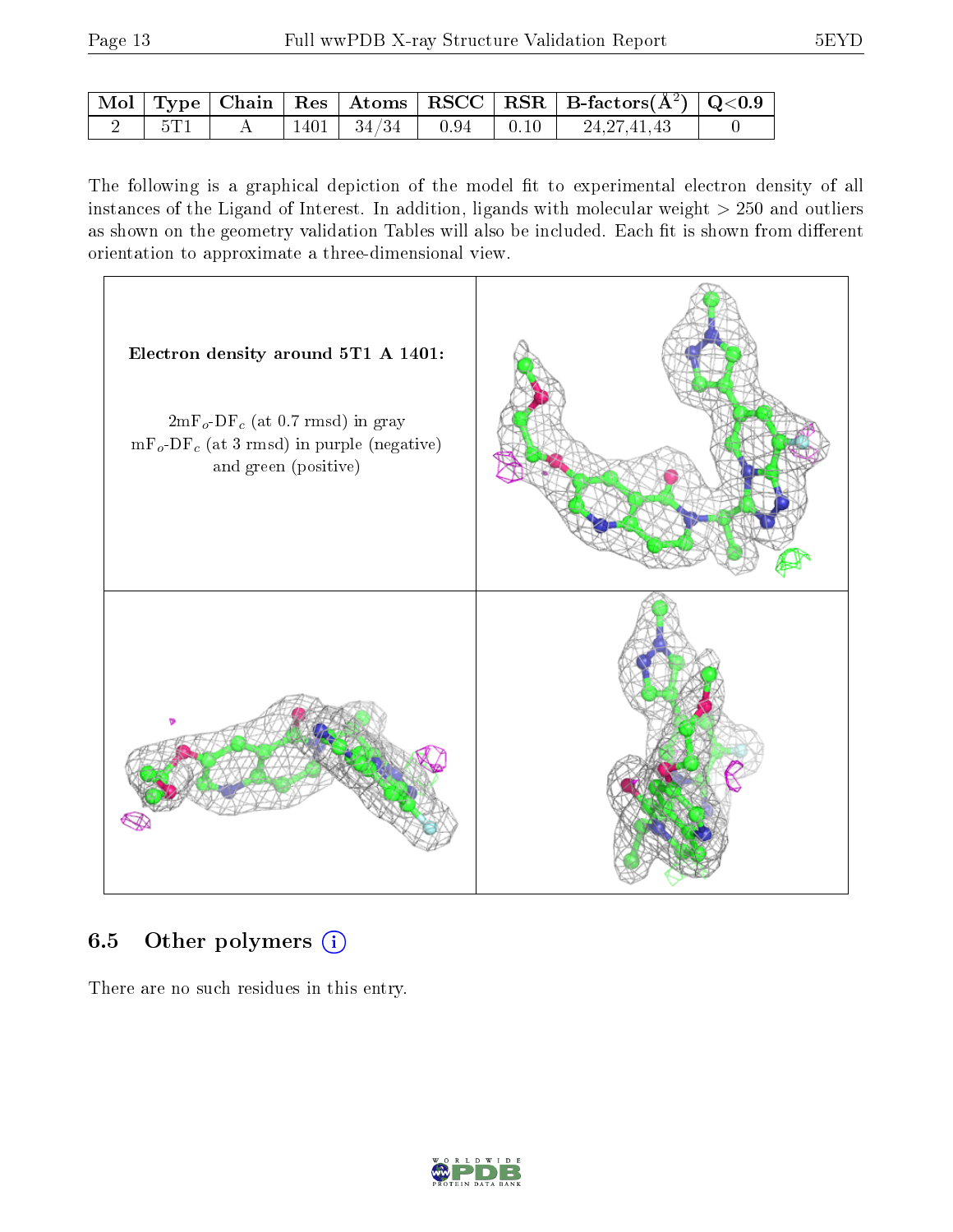| Mol | Type | Chain | Res | Atoms | RSCC | RSR | B-factors($Å^2$) | Q<0.9 |
|---|---|---|---|---|---|---|---|---|
| 2 | 5T1 | A | 1401 | 34/34 | 0.94 | 0.10 | 24,27,41,43 | 0 |

The following is a graphical depiction of the model fit to experimental electron density of all instances of the Ligand of Interest. In addition, ligands with molecular weight > 250 and outliers as shown on the geometry validation Tables will also be included. Each fit is shown from different orientation to approximate a three-dimensional view.

**Electron density around 5T1 A 1401:**

$2mF_o$-$DF_c$ (at 0.7 rmsd) in gray
$mF_o$-$DF_c$ (at 3 rmsd) in purple (negative) and green (positive)

## 6.5 Other polymers

There are no such residues in this entry.